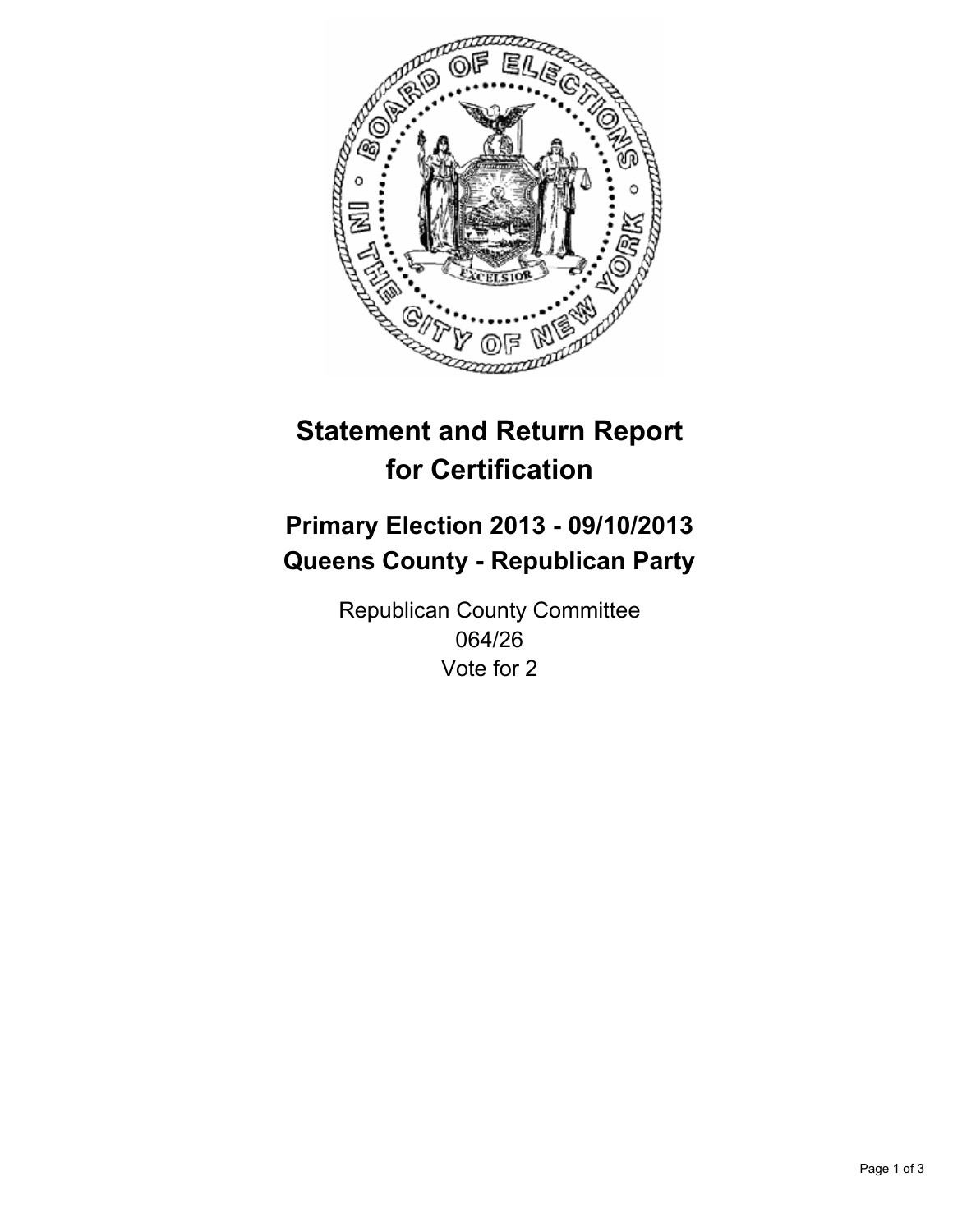# Statement and Return Report for Certification

## Primary Election 2013 - 09/10/2013
## Queens County - Republican Party

Republican County Committee
064/26
Vote for 2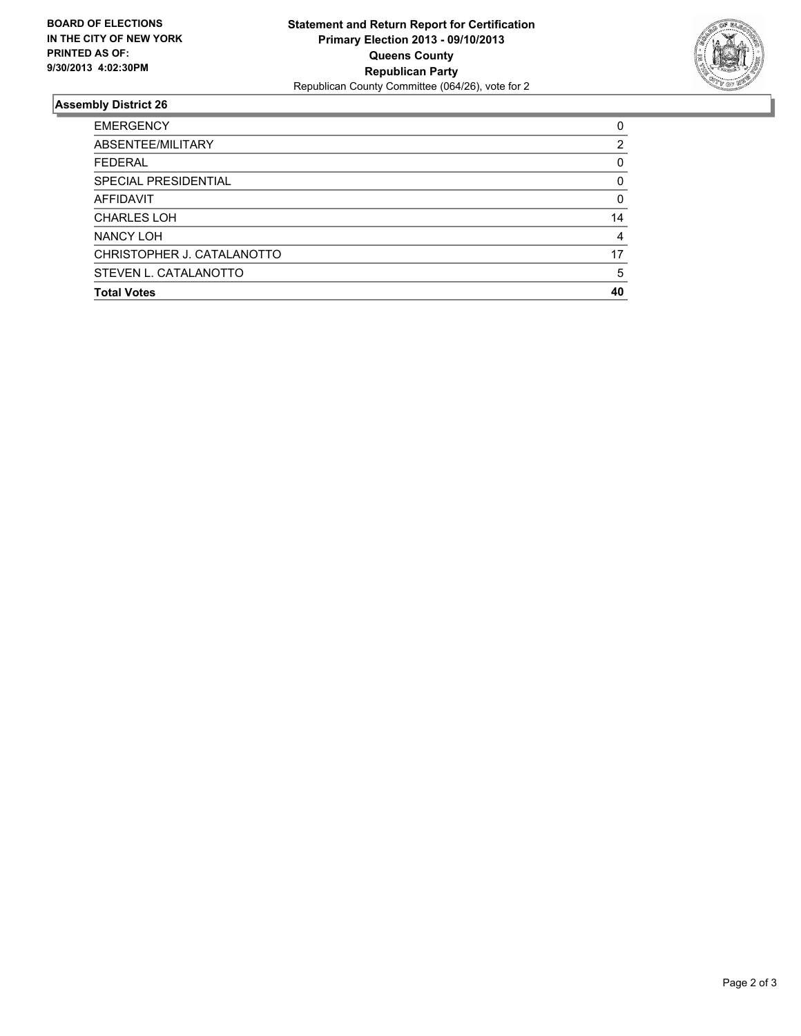**BOARD OF ELECTIONS**
**IN THE CITY OF NEW YORK**
**PRINTED AS OF:**
**9/30/2013 4:02:30PM**

**Statement and Return Report for Certification**
**Primary Election 2013 - 09/10/2013**
**Queens County**
**Republican Party**
Republican County Committee (064/26), vote for 2

## Assembly District 26

| | |
|---|---|
| EMERGENCY | 0 |
| ABSENTEE/MILITARY | 2 |
| FEDERAL | 0 |
| SPECIAL PRESIDENTIAL | 0 |
| AFFIDAVIT | 0 |
| CHARLES LOH | 14 |
| NANCY LOH | 4 |
| CHRISTOPHER J. CATALANOTTO | 17 |
| STEVEN L. CATALANOTTO | 5 |
| **Total Votes** | **40** |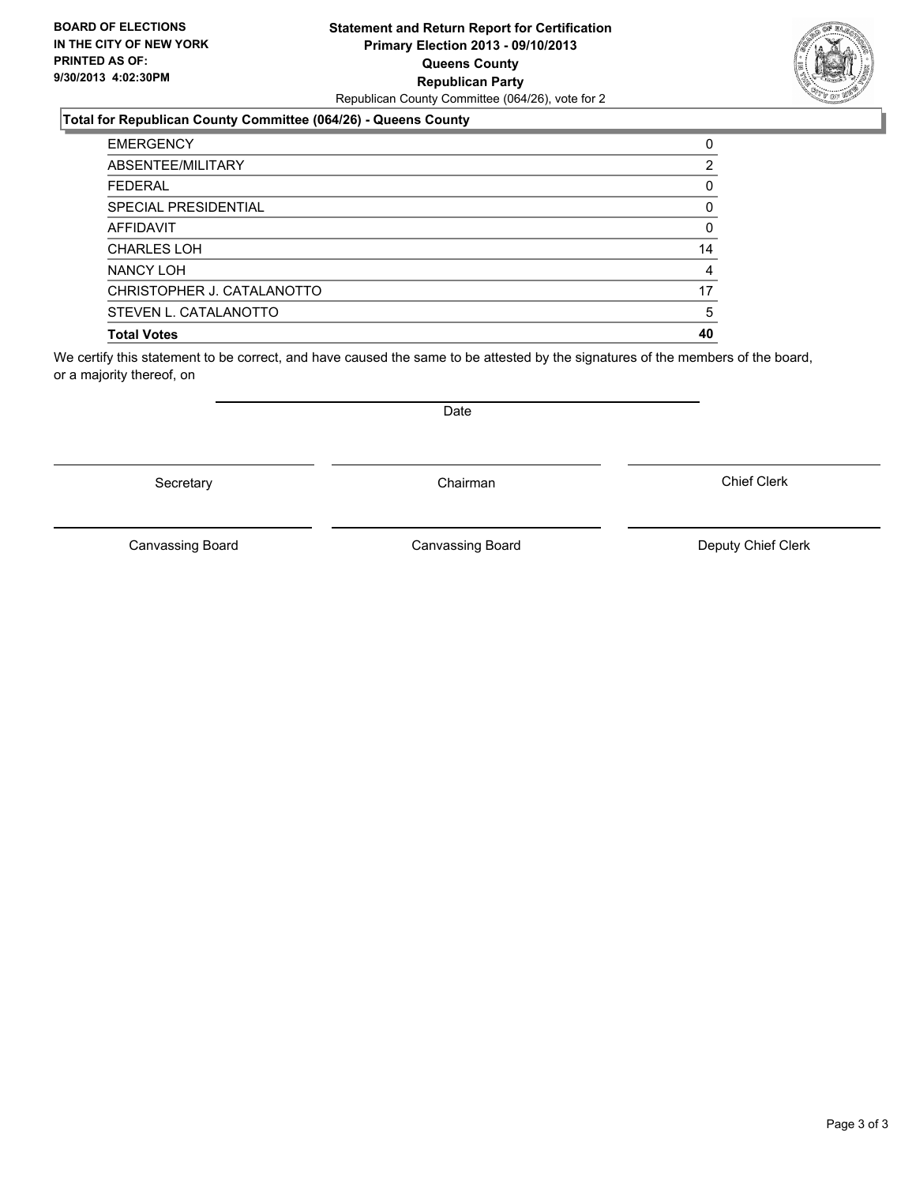**BOARD OF ELECTIONS IN THE CITY OF NEW YORK PRINTED AS OF: 9/30/2013 4:02:30PM**

**Statement and Return Report for Certification**
**Primary Election 2013 - 09/10/2013**
**Queens County**
**Republican Party**
Republican County Committee (064/26), vote for 2

### Total for Republican County Committee (064/26) - Queens County

| | |
|---|---|
| EMERGENCY | 0 |
| ABSENTEE/MILITARY | 2 |
| FEDERAL | 0 |
| SPECIAL PRESIDENTIAL | 0 |
| AFFIDAVIT | 0 |
| CHARLES LOH | 14 |
| NANCY LOH | 4 |
| CHRISTOPHER J. CATALANOTTO | 17 |
| STEVEN L. CATALANOTTO | 5 |
| **Total Votes** | **40** |

We certify this statement to be correct, and have caused the same to be attested by the signatures of the members of the board, or a majority thereof, on

Date

Secretary

Chairman

Chief Clerk

Canvassing Board

Canvassing Board

Deputy Chief Clerk